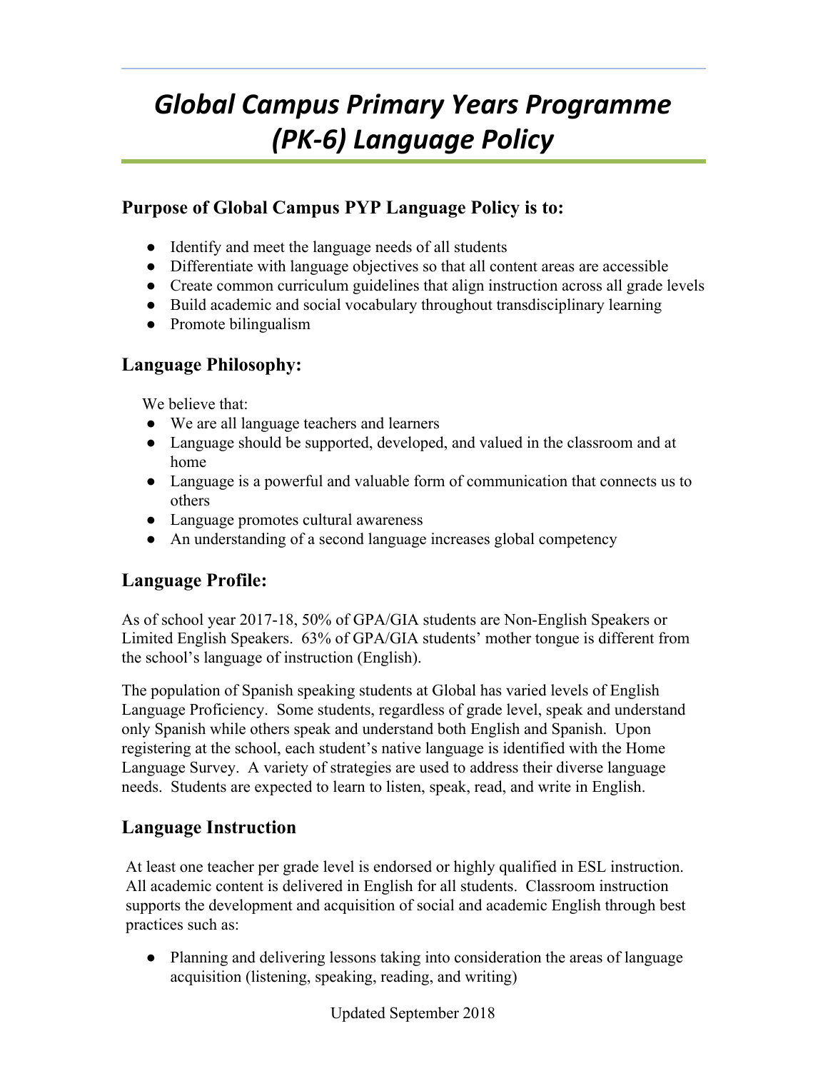# Global Campus Primary Years Programme (PK-6) Language Policy

## Purpose of Global Campus PYP Language Policy is to:

- Identify and meet the language needs of all students
- Differentiate with language objectives so that all content areas are accessible
- Create common curriculum guidelines that align instruction across all grade levels
- Build academic and social vocabulary throughout transdisciplinary learning
- Promote bilingualism

## Language Philosophy:

We believe that:

- We are all language teachers and learners
- Language should be supported, developed, and valued in the classroom and at home
- Language is a powerful and valuable form of communication that connects us to others
- Language promotes cultural awareness
- An understanding of a second language increases global competency

## Language Profile:

As of school year 2017-18, 50% of GPA/GIA students are Non-English Speakers or Limited English Speakers. 63% of GPA/GIA students' mother tongue is different from the school's language of instruction (English).

The population of Spanish speaking students at Global has varied levels of English Language Proficiency. Some students, regardless of grade level, speak and understand only Spanish while others speak and understand both English and Spanish. Upon registering at the school, each student's native language is identified with the Home Language Survey. A variety of strategies are used to address their diverse language needs. Students are expected to learn to listen, speak, read, and write in English.

## Language Instruction

At least one teacher per grade level is endorsed or highly qualified in ESL instruction. All academic content is delivered in English for all students. Classroom instruction supports the development and acquisition of social and academic English through best practices such as:

- Planning and delivering lessons taking into consideration the areas of language acquisition (listening, speaking, reading, and writing)

Updated September 2018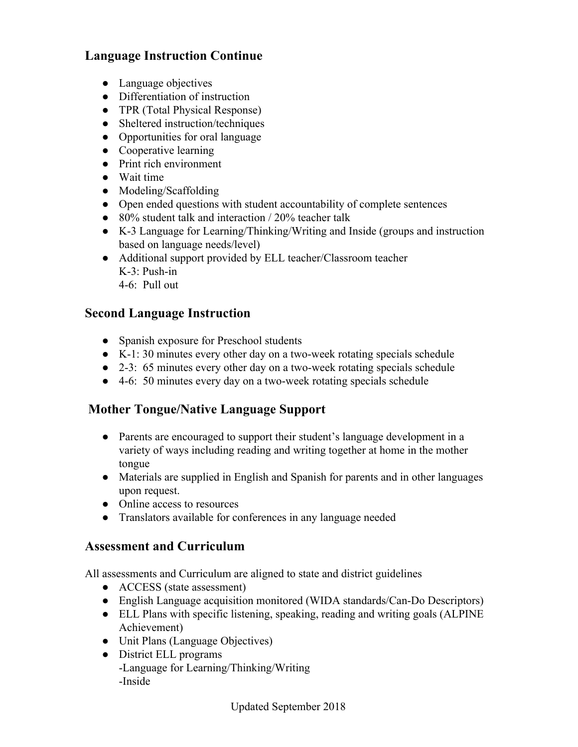## Language Instruction Continue

- Language objectives
- Differentiation of instruction
- TPR (Total Physical Response)
- Sheltered instruction/techniques
- Opportunities for oral language
- Cooperative learning
- Print rich environment
- Wait time
- Modeling/Scaffolding
- Open ended questions with student accountability of complete sentences
- 80% student talk and interaction / 20% teacher talk
- K-3 Language for Learning/Thinking/Writing and Inside (groups and instruction based on language needs/level)
- Additional support provided by ELL teacher/Classroom teacher
  K-3: Push-in
  4-6: Pull out

## Second Language Instruction

- Spanish exposure for Preschool students
- K-1: 30 minutes every other day on a two-week rotating specials schedule
- 2-3: 65 minutes every other day on a two-week rotating specials schedule
- 4-6: 50 minutes every day on a two-week rotating specials schedule

## Mother Tongue/Native Language Support

- Parents are encouraged to support their student's language development in a variety of ways including reading and writing together at home in the mother tongue
- Materials are supplied in English and Spanish for parents and in other languages upon request.
- Online access to resources
- Translators available for conferences in any language needed

## Assessment and Curriculum

All assessments and Curriculum are aligned to state and district guidelines

- ACCESS (state assessment)
- English Language acquisition monitored (WIDA standards/Can-Do Descriptors)
- ELL Plans with specific listening, speaking, reading and writing goals (ALPINE Achievement)
- Unit Plans (Language Objectives)
- District ELL programs
  -Language for Learning/Thinking/Writing
  -Inside

Updated September 2018